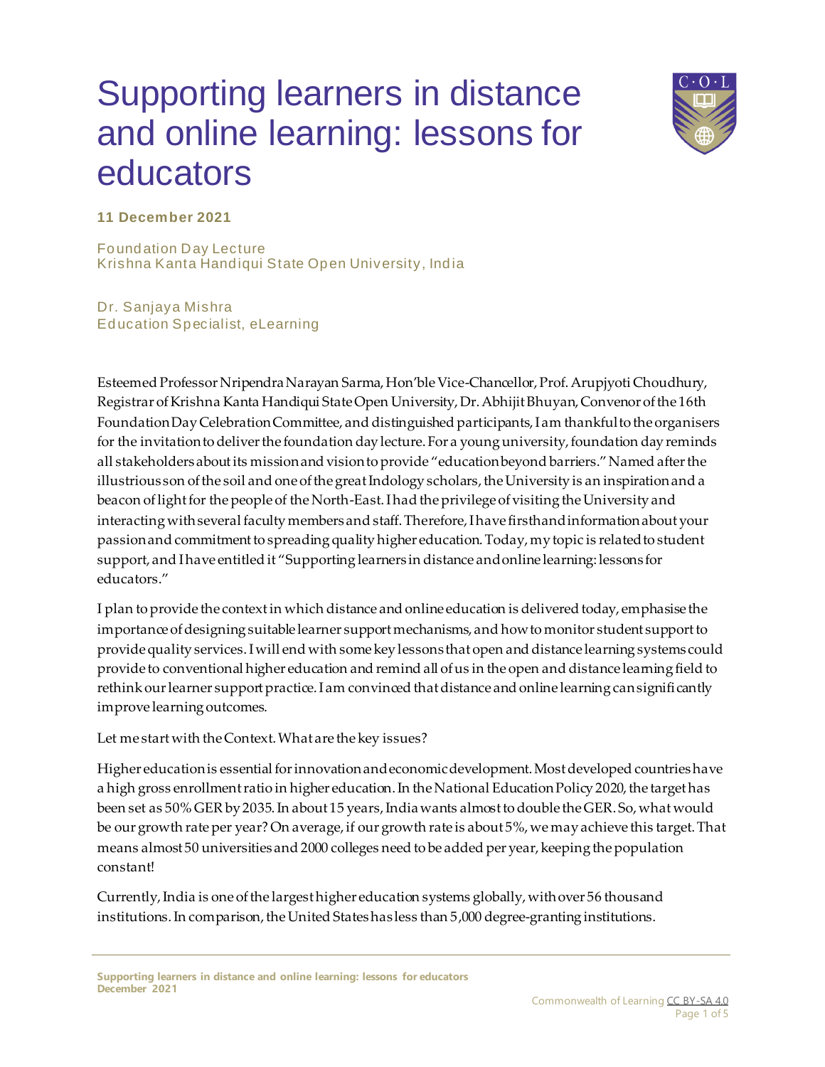# Supporting learners in distance and online learning: lessons for educators

**11 December 2021**

Foundation Day Lecture
Krishna Kanta Handiqui State Open University, India

Dr. Sanjaya Mishra
Education Specialist, eLearning

Esteemed Professor Nripendra Narayan Sarma, Hon'ble Vice-Chancellor, Prof. Arupjyoti Choudhury, Registrar of Krishna Kanta Handiqui State Open University, Dr. Abhijit Bhuyan, Convenor of the 16th Foundation Day Celebration Committee, and distinguished participants, I am thankful to the organisers for the invitation to deliver the foundation day lecture. For a young university, foundation day reminds all stakeholders about its mission and vision to provide "education beyond barriers." Named after the illustrious son of the soil and one of the great Indology scholars, the University is an inspiration and a beacon of light for the people of the North-East. I had the privilege of visiting the University and interacting with several faculty members and staff. Therefore, I have firsthand information about your passion and commitment to spreading quality higher education. Today, my topic is related to student support, and I have entitled it "Supporting learners in distance and online learning: lessons for educators."

I plan to provide the context in which distance and online education is delivered today, emphasise the importance of designing suitable learner support mechanisms, and how to monitor student support to provide quality services. I will end with some key lessons that open and distance learning systems could provide to conventional higher education and remind all of us in the open and distance learning field to rethink our learner support practice. I am convinced that distance and online learning can significantly improve learning outcomes.

Let me start with the Context. What are the key issues?

Higher education is essential for innovation and economic development. Most developed countries have a high gross enrollment ratio in higher education. In the National Education Policy 2020, the target has been set as 50% GER by 2035. In about 15 years, India wants almost to double the GER. So, what would be our growth rate per year? On average, if our growth rate is about 5%, we may achieve this target. That means almost 50 universities and 2000 colleges need to be added per year, keeping the population constant!

Currently, India is one of the largest higher education systems globally, with over 56 thousand institutions. In comparison, the United States has less than 5,000 degree-granting institutions.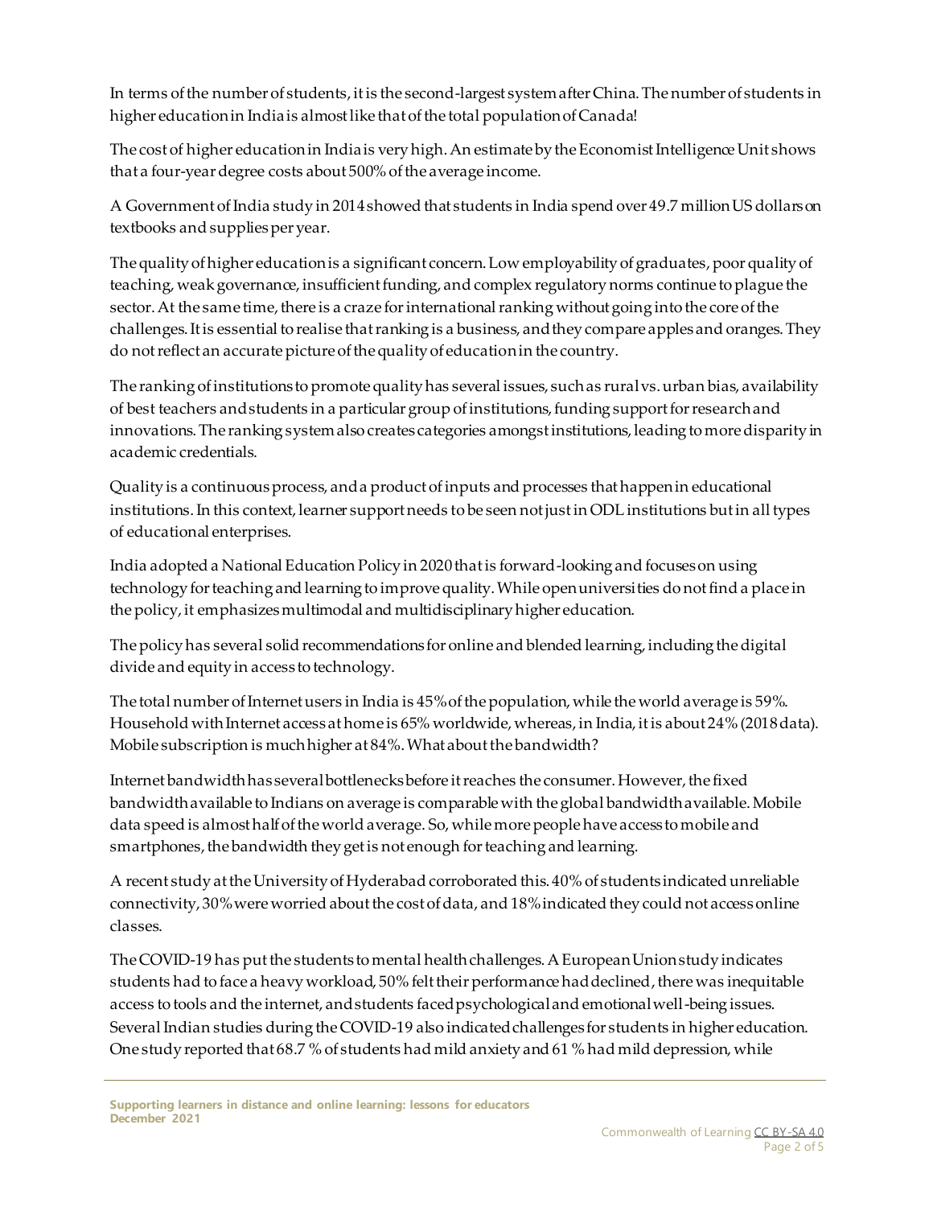In terms of the number of students, it is the second-largest system after China. The number of students in higher education in India is almost like that of the total population of Canada!

The cost of higher education in India is very high. An estimate by the Economist Intelligence Unit shows that a four-year degree costs about 500% of the average income.

A Government of India study in 2014 showed that students in India spend over 49.7 million US dollars on textbooks and supplies per year.

The quality of higher education is a significant concern. Low employability of graduates, poor quality of teaching, weak governance, insufficient funding, and complex regulatory norms continue to plague the sector. At the same time, there is a craze for international ranking without going into the core of the challenges. It is essential to realise that ranking is a business, and they compare apples and oranges. They do not reflect an accurate picture of the quality of education in the country.

The ranking of institutions to promote quality has several issues, such as rural vs. urban bias, availability of best teachers and students in a particular group of institutions, funding support for research and innovations. The ranking system also creates categories amongst institutions, leading to more disparity in academic credentials.

Quality is a continuous process, and a product of inputs and processes that happen in educational institutions. In this context, learner support needs to be seen not just in ODL institutions but in all types of educational enterprises.

India adopted a National Education Policy in 2020 that is forward-looking and focuses on using technology for teaching and learning to improve quality. While open universities do not find a place in the policy, it emphasizes multimodal and multidisciplinary higher education.

The policy has several solid recommendations for online and blended learning, including the digital divide and equity in access to technology.

The total number of Internet users in India is 45% of the population, while the world average is 59%. Household with Internet access at home is 65% worldwide, whereas, in India, it is about 24% (2018 data). Mobile subscription is much higher at 84%. What about the bandwidth?

Internet bandwidth has several bottlenecks before it reaches the consumer. However, the fixed bandwidth available to Indians on average is comparable with the global bandwidth available. Mobile data speed is almost half of the world average. So, while more people have access to mobile and smartphones, the bandwidth they get is not enough for teaching and learning.

A recent study at the University of Hyderabad corroborated this. 40% of students indicated unreliable connectivity, 30% were worried about the cost of data, and 18% indicated they could not access online classes.

The COVID-19 has put the students to mental health challenges. A European Union study indicates students had to face a heavy workload, 50% felt their performance had declined, there was inequitable access to tools and the internet, and students faced psychological and emotional well-being issues. Several Indian studies during the COVID-19 also indicated challenges for students in higher education. One study reported that 68.7 % of students had mild anxiety and 61 % had mild depression, while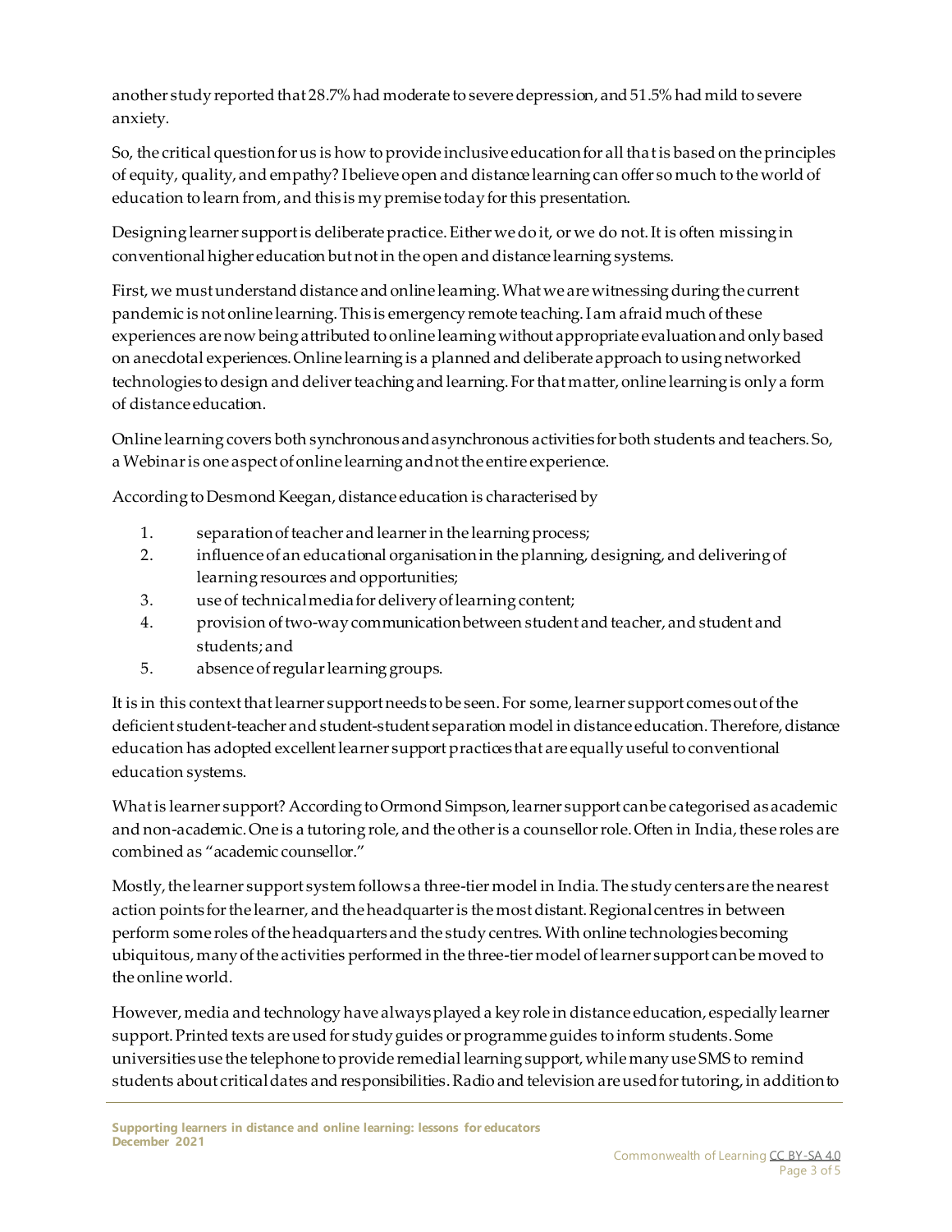another study reported that 28.7% had moderate to severe depression, and 51.5% had mild to severe anxiety.

So, the critical question for us is how to provide inclusive education for all that is based on the principles of equity, quality, and empathy? I believe open and distance learning can offer so much to the world of education to learn from, and this is my premise today for this presentation.

Designing learner support is deliberate practice. Either we do it, or we do not. It is often missing in conventional higher education but not in the open and distance learning systems.

First, we must understand distance and online learning. What we are witnessing during the current pandemic is not online learning. This is emergency remote teaching. I am afraid much of these experiences are now being attributed to online learning without appropriate evaluation and only based on anecdotal experiences. Online learning is a planned and deliberate approach to using networked technologies to design and deliver teaching and learning. For that matter, online learning is only a form of distance education.

Online learning covers both synchronous and asynchronous activities for both students and teachers. So, a Webinar is one aspect of online learning and not the entire experience.

According to Desmond Keegan, distance education is characterised by

1. separation of teacher and learner in the learning process;
2. influence of an educational organisation in the planning, designing, and delivering of learning resources and opportunities;
3. use of technical media for delivery of learning content;
4. provision of two-way communication between student and teacher, and student and students; and
5. absence of regular learning groups.

It is in this context that learner support needs to be seen. For some, learner support comes out of the deficient student-teacher and student-student separation model in distance education. Therefore, distance education has adopted excellent learner support practices that are equally useful to conventional education systems.

What is learner support? According to Ormond Simpson, learner support can be categorised as academic and non-academic. One is a tutoring role, and the other is a counsellor role. Often in India, these roles are combined as "academic counsellor."

Mostly, the learner support system follows a three-tier model in India. The study centers are the nearest action points for the learner, and the headquarter is the most distant. Regional centres in between perform some roles of the headquarters and the study centres. With online technologies becoming ubiquitous, many of the activities performed in the three-tier model of learner support can be moved to the online world.

However, media and technology have always played a key role in distance education, especially learner support. Printed texts are used for study guides or programme guides to inform students. Some universities use the telephone to provide remedial learning support, while many use SMS to remind students about critical dates and responsibilities. Radio and television are used for tutoring, in addition to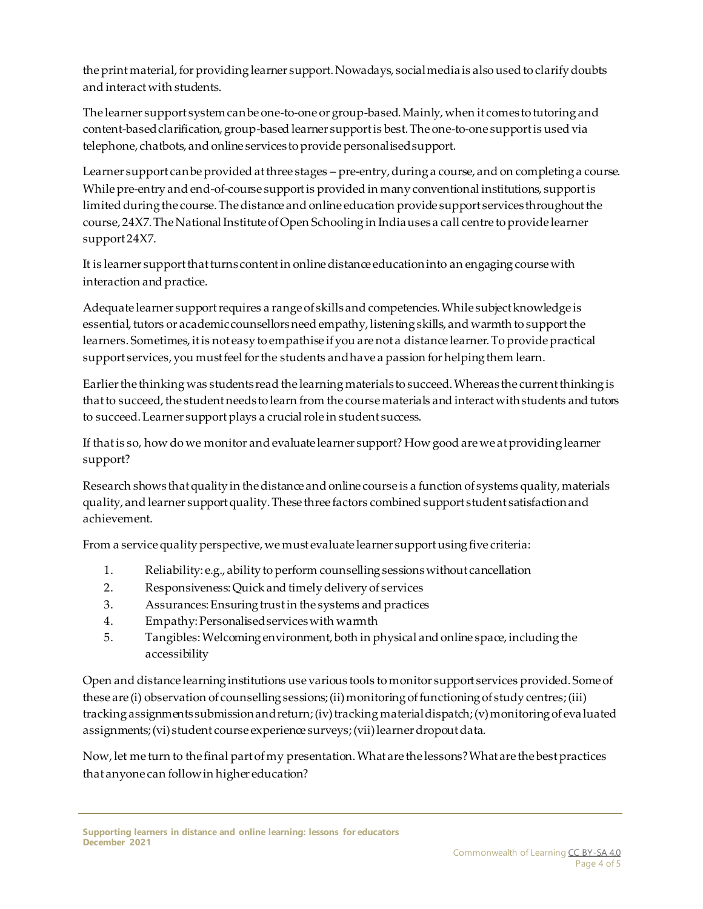the print material, for providing learner support. Nowadays, social media is also used to clarify doubts and interact with students.

The learner support system can be one-to-one or group-based. Mainly, when it comes to tutoring and content-based clarification, group-based learner support is best. The one-to-one support is used via telephone, chatbots, and online services to provide personalised support.

Learner support can be provided at three stages – pre-entry, during a course, and on completing a course. While pre-entry and end-of-course support is provided in many conventional institutions, support is limited during the course. The distance and online education provide support services throughout the course, 24X7. The National Institute of Open Schooling in India uses a call centre to provide learner support 24X7.

It is learner support that turns content in online distance education into an engaging course with interaction and practice.

Adequate learner support requires a range of skills and competencies. While subject knowledge is essential, tutors or academic counsellors need empathy, listening skills, and warmth to support the learners. Sometimes, it is not easy to empathise if you are not a distance learner. To provide practical support services, you must feel for the students and have a passion for helping them learn.

Earlier the thinking was students read the learning materials to succeed. Whereas the current thinking is that to succeed, the student needs to learn from the course materials and interact with students and tutors to succeed. Learner support plays a crucial role in student success.

If that is so, how do we monitor and evaluate learner support? How good are we at providing learner support?

Research shows that quality in the distance and online course is a function of systems quality, materials quality, and learner support quality. These three factors combined support student satisfaction and achievement.

From a service quality perspective, we must evaluate learner support using five criteria:

1. Reliability: e.g., ability to perform counselling sessions without cancellation
2. Responsiveness: Quick and timely delivery of services
3. Assurances: Ensuring trust in the systems and practices
4. Empathy: Personalised services with warmth
5. Tangibles: Welcoming environment, both in physical and online space, including the accessibility

Open and distance learning institutions use various tools to monitor support services provided. Some of these are (i) observation of counselling sessions; (ii) monitoring of functioning of study centres; (iii) tracking assignments submission and return; (iv) tracking material dispatch; (v) monitoring of evaluated assignments; (vi) student course experience surveys; (vii) learner dropout data.

Now, let me turn to the final part of my presentation. What are the lessons? What are the best practices that anyone can follow in higher education?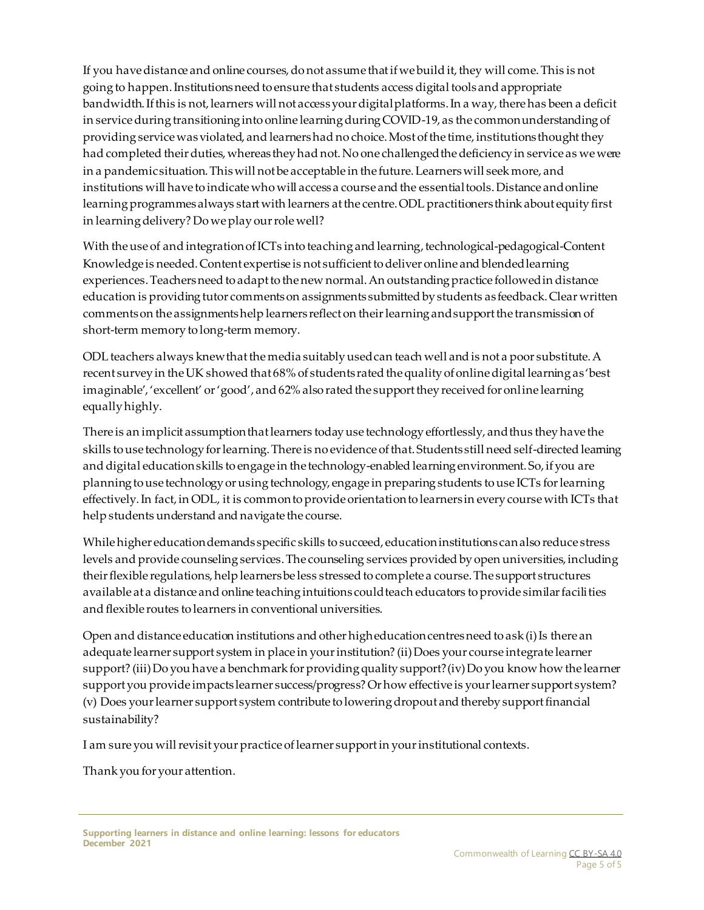If you have distance and online courses, do not assume that if we build it, they will come. This is not going to happen. Institutions need to ensure that students access digital tools and appropriate bandwidth. If this is not, learners will not access your digital platforms. In a way, there has been a deficit in service during transitioning into online learning during COVID-19, as the common understanding of providing service was violated, and learners had no choice. Most of the time, institutions thought they had completed their duties, whereas they had not. No one challenged the deficiency in service as we were in a pandemic situation. This will not be acceptable in the future. Learners will seek more, and institutions will have to indicate who will access a course and the essential tools. Distance and online learning programmes always start with learners at the centre. ODL practitioners think about equity first in learning delivery? Do we play our role well?

With the use of and integration of ICTs into teaching and learning, technological-pedagogical-Content Knowledge is needed. Content expertise is not sufficient to deliver online and blended learning experiences. Teachers need to adapt to the new normal. An outstanding practice followed in distance education is providing tutor comments on assignments submitted by students as feedback. Clear written comments on the assignments help learners reflect on their learning and support the transmission of short-term memory to long-term memory.

ODL teachers always knew that the media suitably used can teach well and is not a poor substitute. A recent survey in the UK showed that 68% of students rated the quality of online digital learning as 'best imaginable', 'excellent' or 'good', and 62% also rated the support they received for online learning equally highly.

There is an implicit assumption that learners today use technology effortlessly, and thus they have the skills to use technology for learning. There is no evidence of that. Students still need self-directed learning and digital education skills to engage in the technology-enabled learning environment. So, if you are planning to use technology or using technology, engage in preparing students to use ICTs for learning effectively. In fact, in ODL, it is common to provide orientation to learners in every course with ICTs that help students understand and navigate the course.

While higher education demands specific skills to succeed, education institutions can also reduce stress levels and provide counseling services. The counseling services provided by open universities, including their flexible regulations, help learners be less stressed to complete a course. The support structures available at a distance and online teaching intuitions could teach educators to provide similar facilities and flexible routes to learners in conventional universities.

Open and distance education institutions and other high education centres need to ask (i) Is there an adequate learner support system in place in your institution? (ii) Does your course integrate learner support? (iii) Do you have a benchmark for providing quality support? (iv) Do you know how the learner support you provide impacts learner success/progress? Or how effective is your learner support system? (v) Does your learner support system contribute to lowering dropout and thereby support financial sustainability?

I am sure you will revisit your practice of learner support in your institutional contexts.

Thank you for your attention.